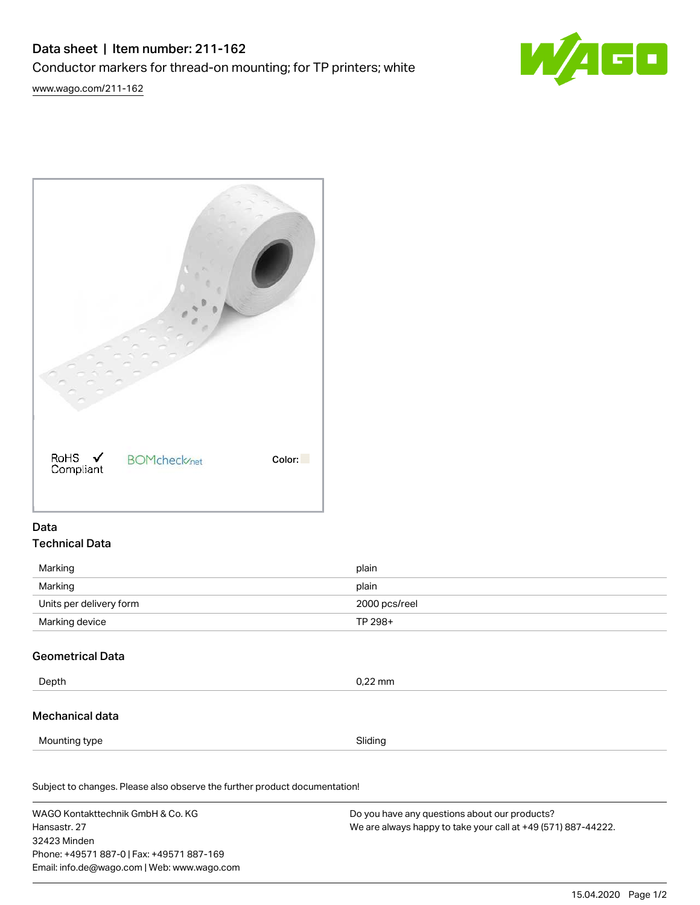# Data sheet | Item number: 211-162

Conductor markers for thread-on mounting; for TP printers; white

www.wago.com/211-162

RoHS Compliant ✓ BOMcheck.net Color:

## Data

### Technical Data

| | |
|---|---|
| Marking | plain |
| Marking | plain |
| Units per delivery form | 2000 pcs/reel |
| Marking device | TP 298+ |

### Geometrical Data

| | |
|---|---|
| Depth | 0,22 mm |

### Mechanical data

| | |
|---|---|
| Mounting type | Sliding |

Subject to changes. Please also observe the further product documentation!

WAGO Kontakttechnik GmbH & Co. KG
Hansastr. 27
32423 Minden
Phone: +49571 887-0 | Fax: +49571 887-169
Email: info.de@wago.com | Web: www.wago.com

Do you have any questions about our products?
We are always happy to take your call at +49 (571) 887-44222.

15.04.2020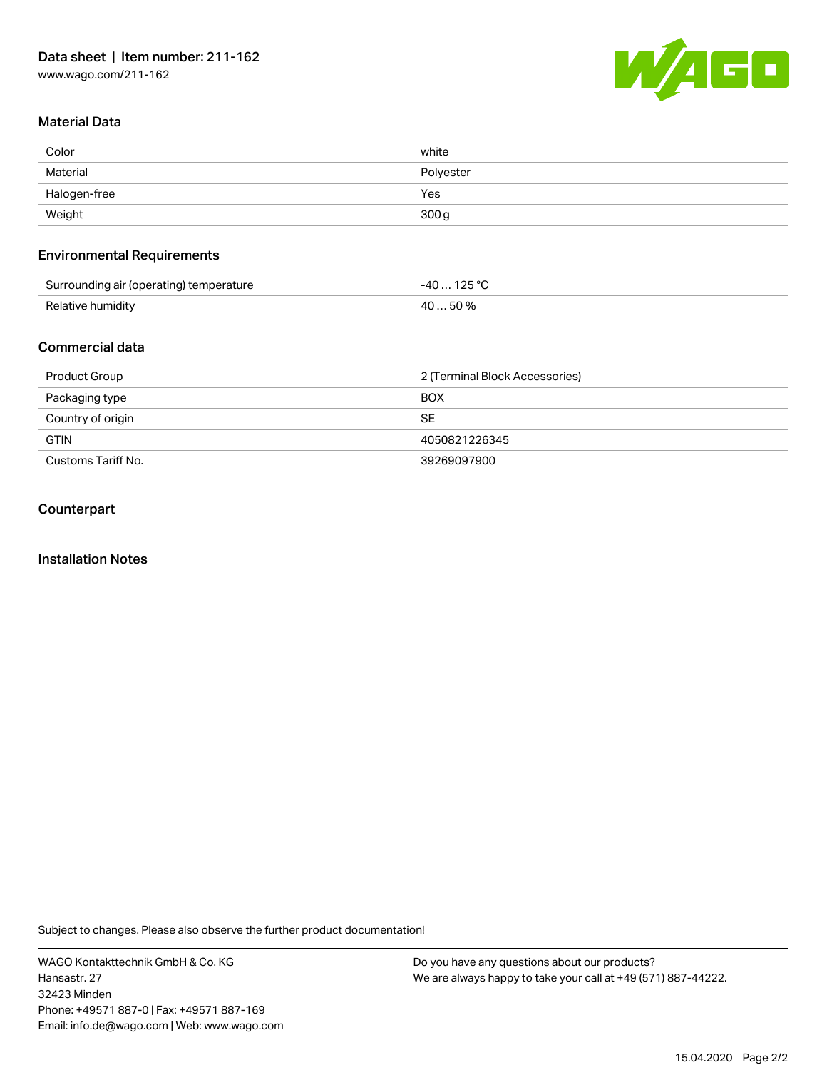## Material Data

| | |
|---|---|
| Color | white |
| Material | Polyester |
| Halogen-free | Yes |
| Weight | 300 g |

## Environmental Requirements

| | |
|---|---|
| Surrounding air (operating) temperature | -40 … 125 °C |
| Relative humidity | 40 … 50 % |

## Commercial data

| | |
|---|---|
| Product Group | 2 (Terminal Block Accessories) |
| Packaging type | BOX |
| Country of origin | SE |
| GTIN | 4050821226345 |
| Customs Tariff No. | 39269097900 |

## Counterpart

## Installation Notes

Subject to changes. Please also observe the further product documentation!

WAGO Kontakttechnik GmbH & Co. KG
Hansastr. 27
32423 Minden
Phone: +49571 887-0 | Fax: +49571 887-169
Email: info.de@wago.com | Web: www.wago.com

Do you have any questions about our products?
We are always happy to take your call at +49 (571) 887-44222.